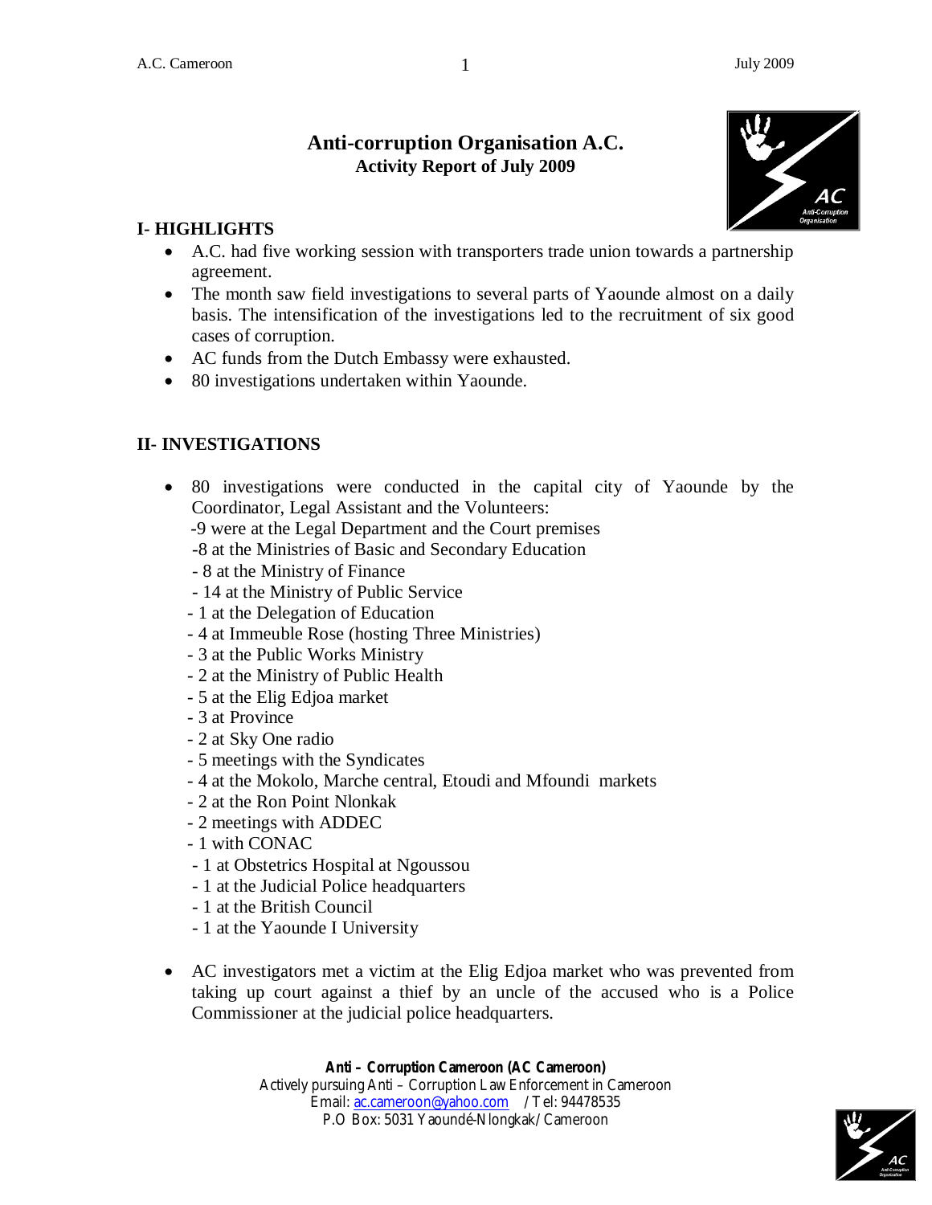# Anti-corruption Organisation A.C.

**Activity Report of July 2009**

## I- HIGHLIGHTS

- A.C. had five working session with transporters trade union towards a partnership agreement.
- The month saw field investigations to several parts of Yaounde almost on a daily basis. The intensification of the investigations led to the recruitment of six good cases of corruption.
- AC funds from the Dutch Embassy were exhausted.
- 80 investigations undertaken within Yaounde.

## II- INVESTIGATIONS

- 80 investigations were conducted in the capital city of Yaounde by the Coordinator, Legal Assistant and the Volunteers:
  - 9 were at the Legal Department and the Court premises
  - 8 at the Ministries of Basic and Secondary Education
  - 8 at the Ministry of Finance
  - 14 at the Ministry of Public Service
  - 1 at the Delegation of Education
  - 4 at Immeuble Rose (hosting Three Ministries)
  - 3 at the Public Works Ministry
  - 2 at the Ministry of Public Health
  - 5 at the Elig Edjoa market
  - 3 at Province
  - 2 at Sky One radio
  - 5 meetings with the Syndicates
  - 4 at the Mokolo, Marche central, Etoudi and Mfoundi markets
  - 2 at the Ron Point Nlonkak
  - 2 meetings with ADDEC
  - 1 with CONAC
  - 1 at Obstetrics Hospital at Ngoussou
  - 1 at the Judicial Police headquarters
  - 1 at the British Council
  - 1 at the Yaounde I University
- AC investigators met a victim at the Elig Edjoa market who was prevented from taking up court against a thief by an uncle of the accused who is a Police Commissioner at the judicial police headquarters.

**Anti – Corruption Cameroon (AC Cameroon)**
Actively pursuing Anti – Corruption Law Enforcement in Cameroon
Email: ac.cameroon@yahoo.com / Tel: 94478535
P.O Box: 5031 Yaoundé-Nlongkak/ Cameroon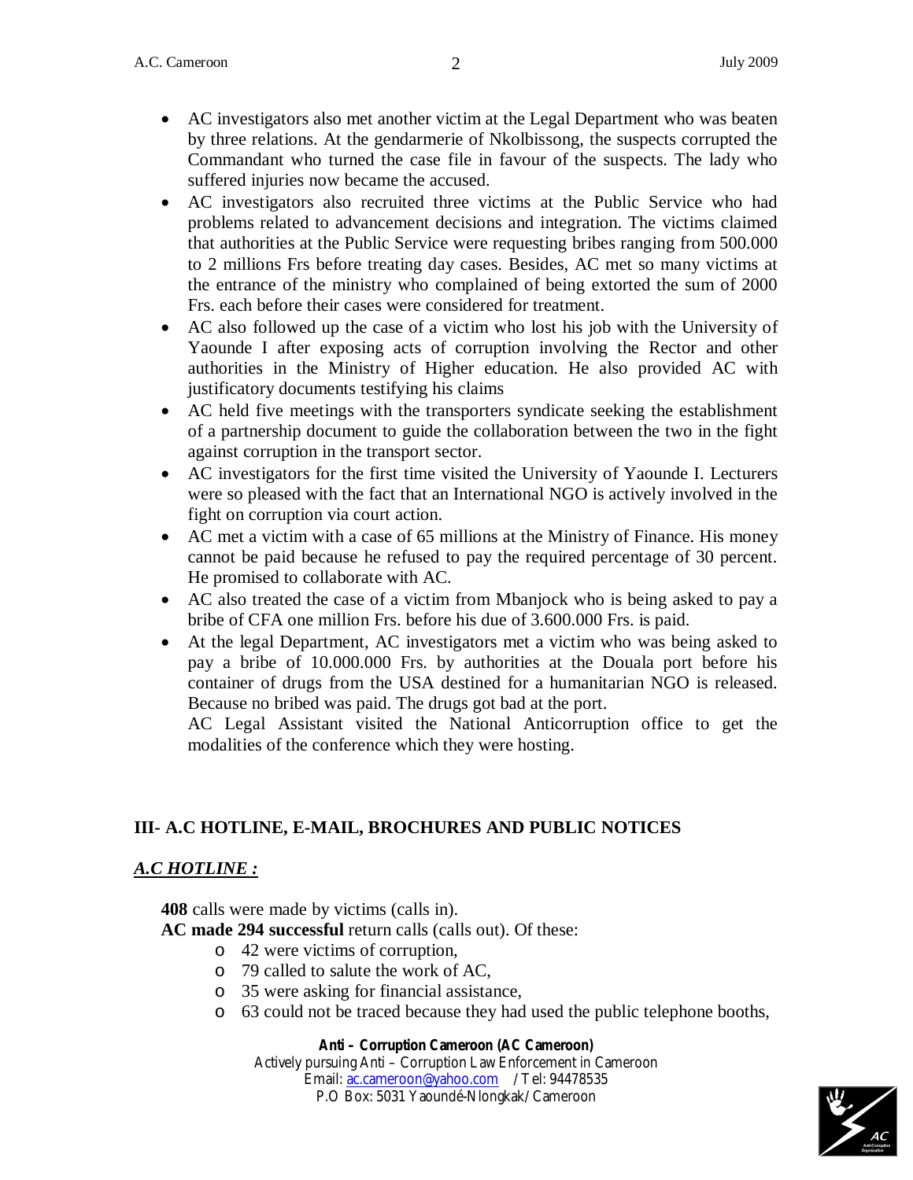- AC investigators also met another victim at the Legal Department who was beaten by three relations. At the gendarmerie of Nkolbissong, the suspects corrupted the Commandant who turned the case file in favour of the suspects. The lady who suffered injuries now became the accused.
- AC investigators also recruited three victims at the Public Service who had problems related to advancement decisions and integration. The victims claimed that authorities at the Public Service were requesting bribes ranging from 500.000 to 2 millions Frs before treating day cases. Besides, AC met so many victims at the entrance of the ministry who complained of being extorted the sum of 2000 Frs. each before their cases were considered for treatment.
- AC also followed up the case of a victim who lost his job with the University of Yaounde I after exposing acts of corruption involving the Rector and other authorities in the Ministry of Higher education. He also provided AC with justificatory documents testifying his claims
- AC held five meetings with the transporters syndicate seeking the establishment of a partnership document to guide the collaboration between the two in the fight against corruption in the transport sector.
- AC investigators for the first time visited the University of Yaounde I. Lecturers were so pleased with the fact that an International NGO is actively involved in the fight on corruption via court action.
- AC met a victim with a case of 65 millions at the Ministry of Finance. His money cannot be paid because he refused to pay the required percentage of 30 percent. He promised to collaborate with AC.
- AC also treated the case of a victim from Mbanjock who is being asked to pay a bribe of CFA one million Frs. before his due of 3.600.000 Frs. is paid.
- At the legal Department, AC investigators met a victim who was being asked to pay a bribe of 10.000.000 Frs. by authorities at the Douala port before his container of drugs from the USA destined for a humanitarian NGO is released. Because no bribed was paid. The drugs got bad at the port.

  AC Legal Assistant visited the National Anticorruption office to get the modalities of the conference which they were hosting.

## III- A.C HOTLINE, E-MAIL, BROCHURES AND PUBLIC NOTICES

***A.C HOTLINE :***

**408** calls were made by victims (calls in).

**AC made 294 successful** return calls (calls out). Of these:

- 42 were victims of corruption,
- 79 called to salute the work of AC,
- 35 were asking for financial assistance,
- 63 could not be traced because they had used the public telephone booths,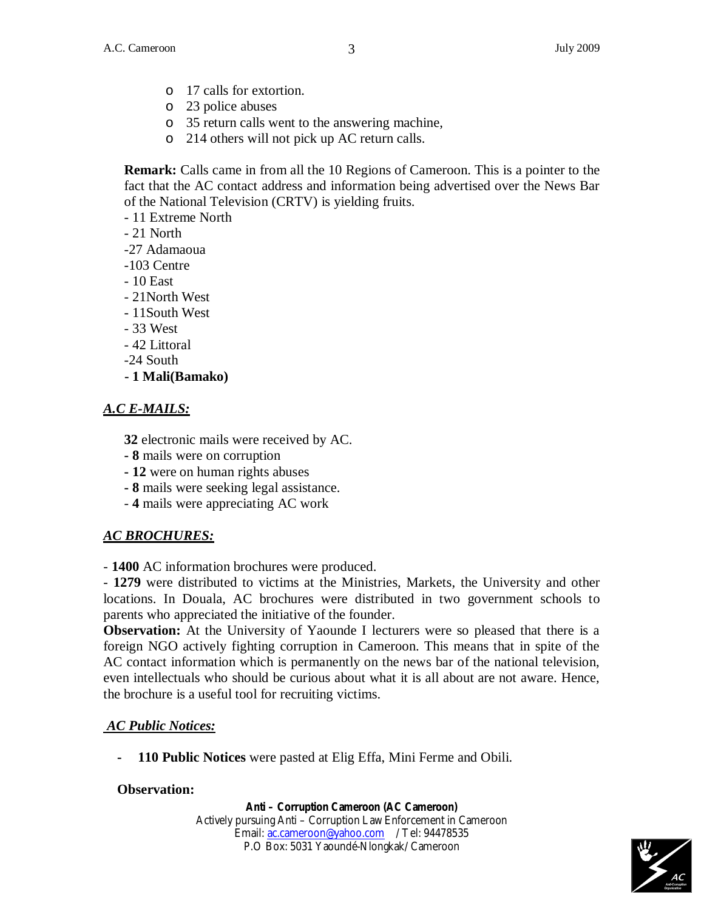- 17 calls for extortion.
- 23 police abuses
- 35 return calls went to the answering machine,
- 214 others will not pick up AC return calls.

**Remark:** Calls came in from all the 10 Regions of Cameroon. This is a pointer to the fact that the AC contact address and information being advertised over the News Bar of the National Television (CRTV) is yielding fruits.

- 11 Extreme North
- 21 North
-27 Adamaoua
-103 Centre
- 10 East
- 21North West
- 11South West
- 33 West
- 42 Littoral
-24 South
**- 1 Mali(Bamako)**

## ***A.C E-MAILS:***

**32** electronic mails were received by AC.
**- 8** mails were on corruption
**- 12** were on human rights abuses
**- 8** mails were seeking legal assistance.
- **4** mails were appreciating AC work

## ***AC BROCHURES:***

- **1400** AC information brochures were produced.
- **1279** were distributed to victims at the Ministries, Markets, the University and other locations. In Douala, AC brochures were distributed in two government schools to parents who appreciated the initiative of the founder.

**Observation:** At the University of Yaounde I lecturers were so pleased that there is a foreign NGO actively fighting corruption in Cameroon. This means that in spite of the AC contact information which is permanently on the news bar of the national television, even intellectuals who should be curious about what it is all about are not aware. Hence, the brochure is a useful tool for recruiting victims.

## ***AC Public Notices:***

- **110 Public Notices** were pasted at Elig Effa, Mini Ferme and Obili.

**Observation:**

**Anti – Corruption Cameroon (AC Cameroon)**
Actively pursuing Anti – Corruption Law Enforcement in Cameroon
Email: ac.cameroon@yahoo.com / Tel: 94478535
P.O Box: 5031 Yaoundé-Nlongkak/ Cameroon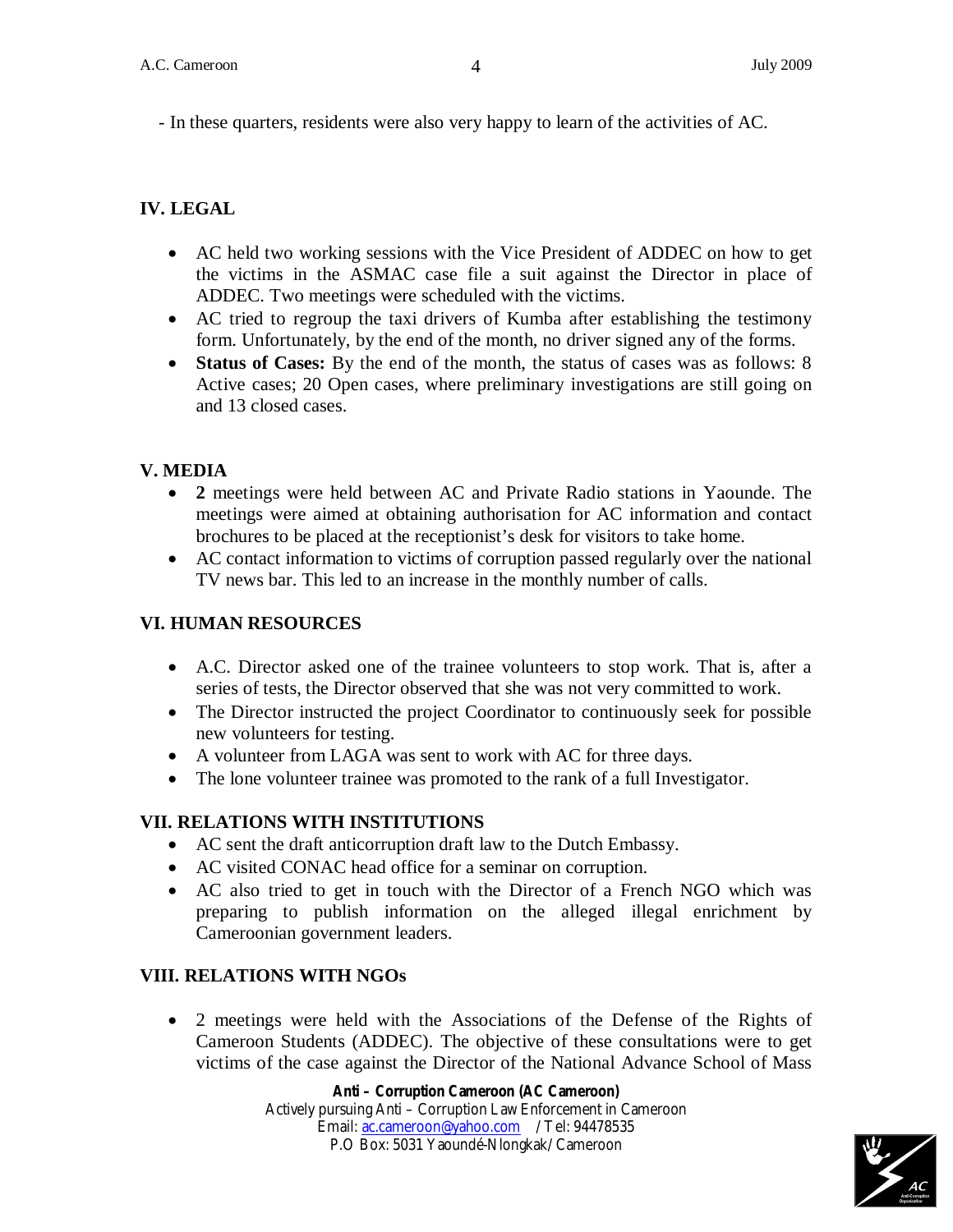- In these quarters, residents were also very happy to learn of the activities of AC.

## IV. LEGAL

- AC held two working sessions with the Vice President of ADDEC on how to get the victims in the ASMAC case file a suit against the Director in place of ADDEC. Two meetings were scheduled with the victims.
- AC tried to regroup the taxi drivers of Kumba after establishing the testimony form. Unfortunately, by the end of the month, no driver signed any of the forms.
- **Status of Cases:** By the end of the month, the status of cases was as follows: 8 Active cases; 20 Open cases, where preliminary investigations are still going on and 13 closed cases.

## V. MEDIA

- **2** meetings were held between AC and Private Radio stations in Yaounde. The meetings were aimed at obtaining authorisation for AC information and contact brochures to be placed at the receptionist's desk for visitors to take home.
- AC contact information to victims of corruption passed regularly over the national TV news bar. This led to an increase in the monthly number of calls.

## VI. HUMAN RESOURCES

- A.C. Director asked one of the trainee volunteers to stop work. That is, after a series of tests, the Director observed that she was not very committed to work.
- The Director instructed the project Coordinator to continuously seek for possible new volunteers for testing.
- A volunteer from LAGA was sent to work with AC for three days.
- The lone volunteer trainee was promoted to the rank of a full Investigator.

## VII. RELATIONS WITH INSTITUTIONS

- AC sent the draft anticorruption draft law to the Dutch Embassy.
- AC visited CONAC head office for a seminar on corruption.
- AC also tried to get in touch with the Director of a French NGO which was preparing to publish information on the alleged illegal enrichment by Cameroonian government leaders.

## VIII. RELATIONS WITH NGOs

- 2 meetings were held with the Associations of the Defense of the Rights of Cameroon Students (ADDEC). The objective of these consultations were to get victims of the case against the Director of the National Advance School of Mass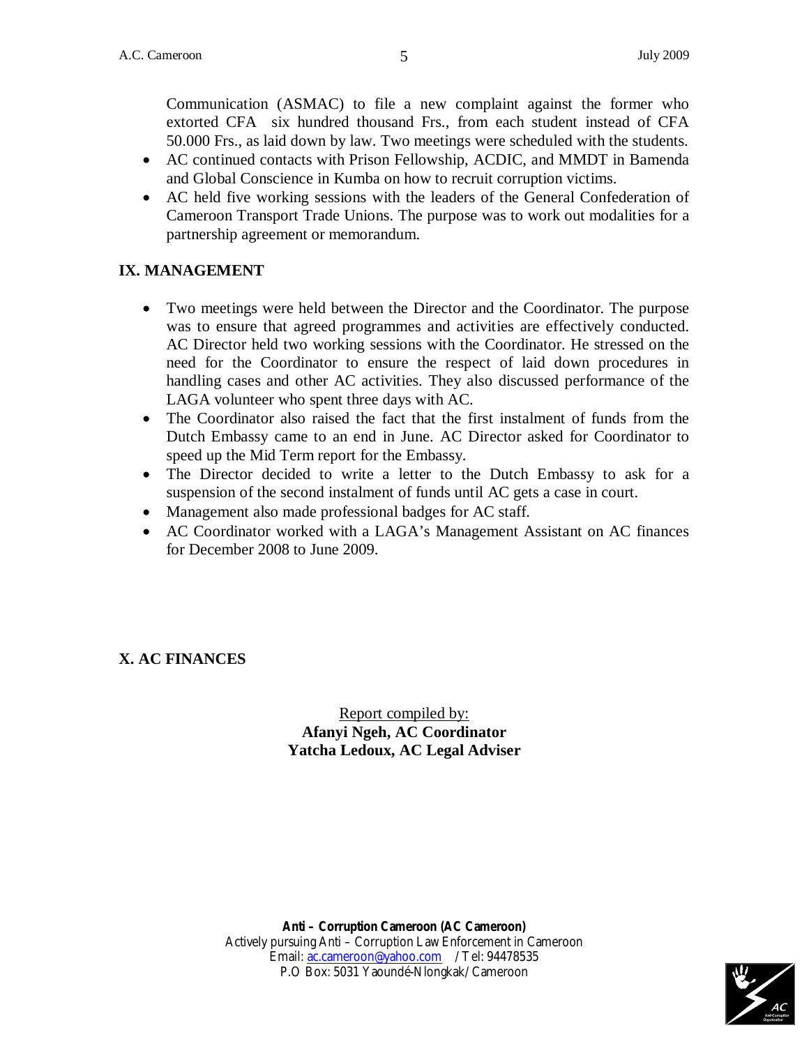Communication (ASMAC) to file a new complaint against the former who extorted CFA six hundred thousand Frs., from each student instead of CFA 50.000 Frs., as laid down by law. Two meetings were scheduled with the students.
- AC continued contacts with Prison Fellowship, ACDIC, and MMDT in Bamenda and Global Conscience in Kumba on how to recruit corruption victims.
- AC held five working sessions with the leaders of the General Confederation of Cameroon Transport Trade Unions. The purpose was to work out modalities for a partnership agreement or memorandum.

## IX. MANAGEMENT

- Two meetings were held between the Director and the Coordinator. The purpose was to ensure that agreed programmes and activities are effectively conducted. AC Director held two working sessions with the Coordinator. He stressed on the need for the Coordinator to ensure the respect of laid down procedures in handling cases and other AC activities. They also discussed performance of the LAGA volunteer who spent three days with AC.
- The Coordinator also raised the fact that the first instalment of funds from the Dutch Embassy came to an end in June. AC Director asked for Coordinator to speed up the Mid Term report for the Embassy.
- The Director decided to write a letter to the Dutch Embassy to ask for a suspension of the second instalment of funds until AC gets a case in court.
- Management also made professional badges for AC staff.
- AC Coordinator worked with a LAGA's Management Assistant on AC finances for December 2008 to June 2009.

## X. AC FINANCES

Report compiled by:
**Afanyi Ngeh, AC Coordinator**
**Yatcha Ledoux, AC Legal Adviser**

**Anti – Corruption Cameroon (AC Cameroon)**
Actively pursuing Anti – Corruption Law Enforcement in Cameroon
Email: ac.cameroon@yahoo.com / Tel: 94478535
P.O Box: 5031 Yaoundé-Nlongkak/ Cameroon